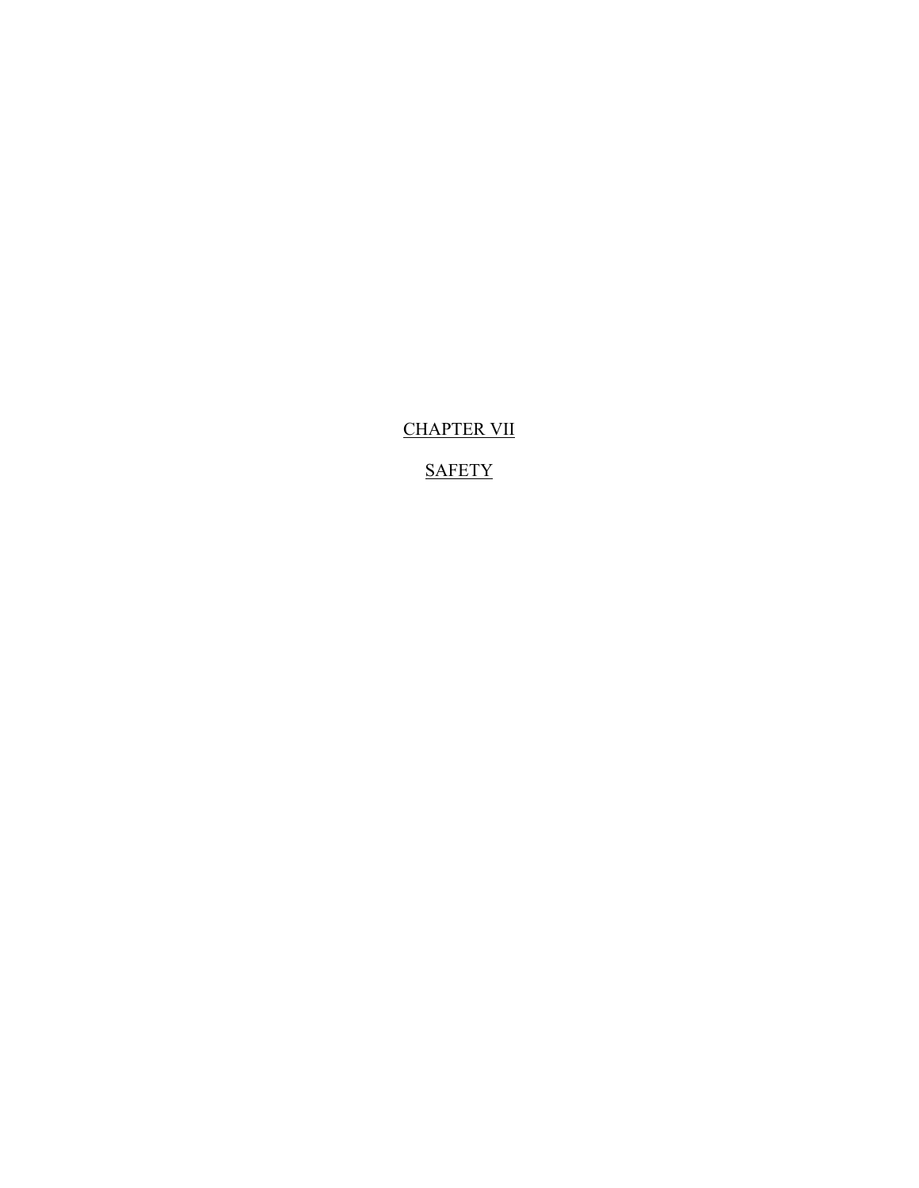# CHAPTER VII

## SAFETY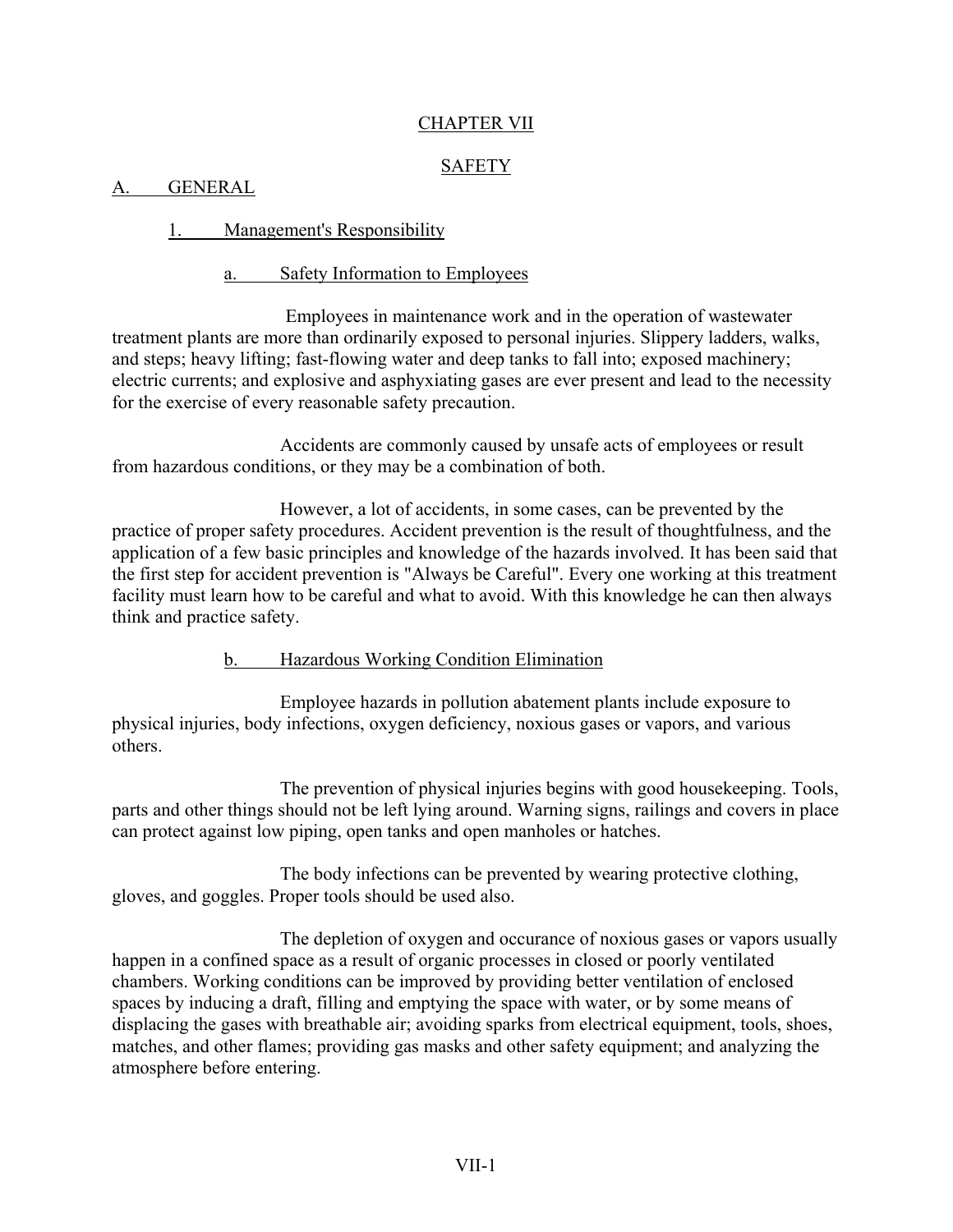# CHAPTER VII

# SAFETY

## A. GENERAL

### 1. Management's Responsibility

#### a. Safety Information to Employees

Employees in maintenance work and in the operation of wastewater treatment plants are more than ordinarily exposed to personal injuries. Slippery ladders, walks, and steps; heavy lifting; fast-flowing water and deep tanks to fall into; exposed machinery; electric currents; and explosive and asphyxiating gases are ever present and lead to the necessity for the exercise of every reasonable safety precaution.

Accidents are commonly caused by unsafe acts of employees or result from hazardous conditions, or they may be a combination of both.

However, a lot of accidents, in some cases, can be prevented by the practice of proper safety procedures. Accident prevention is the result of thoughtfulness, and the application of a few basic principles and knowledge of the hazards involved. It has been said that the first step for accident prevention is "Always be Careful". Every one working at this treatment facility must learn how to be careful and what to avoid. With this knowledge he can then always think and practice safety.

#### b. Hazardous Working Condition Elimination

Employee hazards in pollution abatement plants include exposure to physical injuries, body infections, oxygen deficiency, noxious gases or vapors, and various others.

The prevention of physical injuries begins with good housekeeping. Tools, parts and other things should not be left lying around. Warning signs, railings and covers in place can protect against low piping, open tanks and open manholes or hatches.

The body infections can be prevented by wearing protective clothing, gloves, and goggles. Proper tools should be used also.

The depletion of oxygen and occurance of noxious gases or vapors usually happen in a confined space as a result of organic processes in closed or poorly ventilated chambers. Working conditions can be improved by providing better ventilation of enclosed spaces by inducing a draft, filling and emptying the space with water, or by some means of displacing the gases with breathable air; avoiding sparks from electrical equipment, tools, shoes, matches, and other flames; providing gas masks and other safety equipment; and analyzing the atmosphere before entering.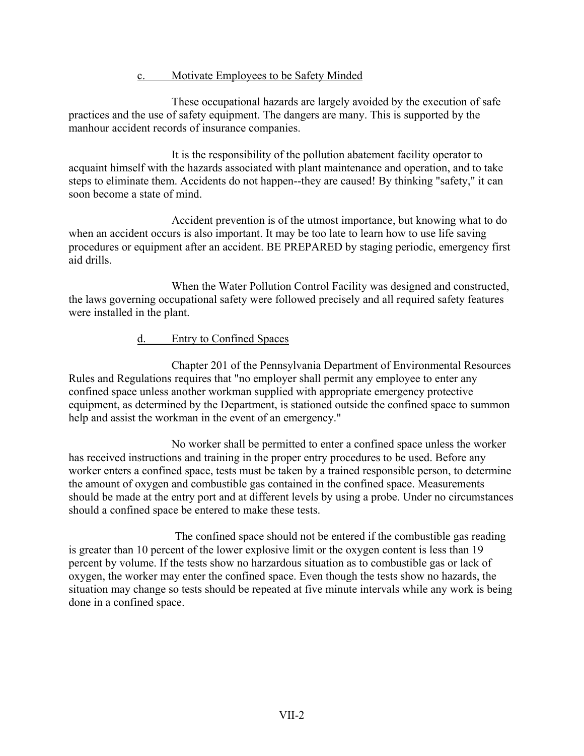### c. Motivate Employees to be Safety Minded

These occupational hazards are largely avoided by the execution of safe practices and the use of safety equipment. The dangers are many. This is supported by the manhour accident records of insurance companies.

It is the responsibility of the pollution abatement facility operator to acquaint himself with the hazards associated with plant maintenance and operation, and to take steps to eliminate them. Accidents do not happen--they are caused! By thinking "safety," it can soon become a state of mind.

Accident prevention is of the utmost importance, but knowing what to do when an accident occurs is also important. It may be too late to learn how to use life saving procedures or equipment after an accident. BE PREPARED by staging periodic, emergency first aid drills.

When the Water Pollution Control Facility was designed and constructed, the laws governing occupational safety were followed precisely and all required safety features were installed in the plant.

### d. Entry to Confined Spaces

Chapter 201 of the Pennsylvania Department of Environmental Resources Rules and Regulations requires that "no employer shall permit any employee to enter any confined space unless another workman supplied with appropriate emergency protective equipment, as determined by the Department, is stationed outside the confined space to summon help and assist the workman in the event of an emergency."

No worker shall be permitted to enter a confined space unless the worker has received instructions and training in the proper entry procedures to be used. Before any worker enters a confined space, tests must be taken by a trained responsible person, to determine the amount of oxygen and combustible gas contained in the confined space. Measurements should be made at the entry port and at different levels by using a probe. Under no circumstances should a confined space be entered to make these tests.

The confined space should not be entered if the combustible gas reading is greater than 10 percent of the lower explosive limit or the oxygen content is less than 19 percent by volume. If the tests show no harzardous situation as to combustible gas or lack of oxygen, the worker may enter the confined space. Even though the tests show no hazards, the situation may change so tests should be repeated at five minute intervals while any work is being done in a confined space.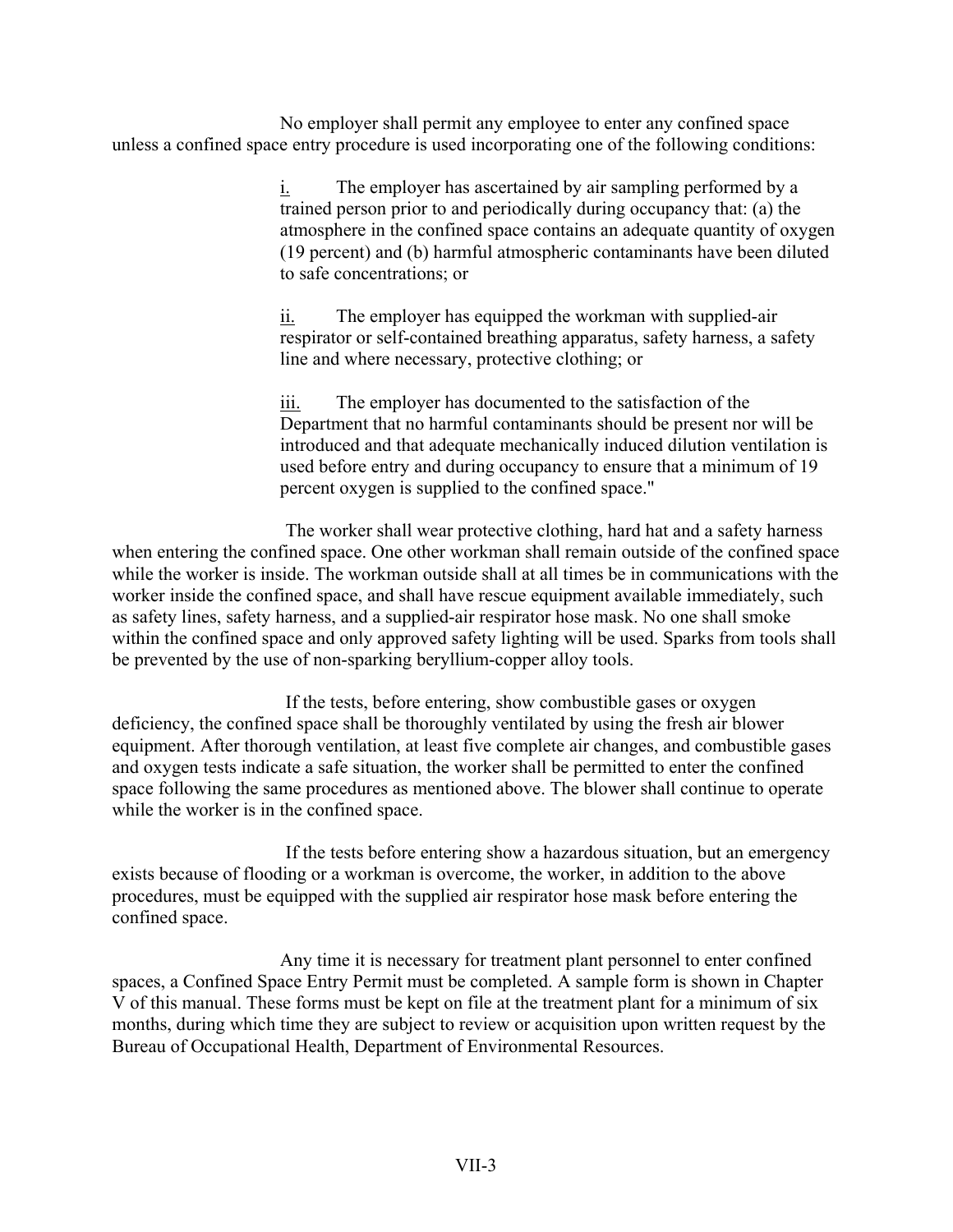No employer shall permit any employee to enter any confined space unless a confined space entry procedure is used incorporating one of the following conditions:

> i. The employer has ascertained by air sampling performed by a trained person prior to and periodically during occupancy that: (a) the atmosphere in the confined space contains an adequate quantity of oxygen (19 percent) and (b) harmful atmospheric contaminants have been diluted to safe concentrations; or
>
> ii. The employer has equipped the workman with supplied-air respirator or self-contained breathing apparatus, safety harness, a safety line and where necessary, protective clothing; or
>
> iii. The employer has documented to the satisfaction of the Department that no harmful contaminants should be present nor will be introduced and that adequate mechanically induced dilution ventilation is used before entry and during occupancy to ensure that a minimum of 19 percent oxygen is supplied to the confined space."

The worker shall wear protective clothing, hard hat and a safety harness when entering the confined space. One other workman shall remain outside of the confined space while the worker is inside. The workman outside shall at all times be in communications with the worker inside the confined space, and shall have rescue equipment available immediately, such as safety lines, safety harness, and a supplied-air respirator hose mask. No one shall smoke within the confined space and only approved safety lighting will be used. Sparks from tools shall be prevented by the use of non-sparking beryllium-copper alloy tools.

If the tests, before entering, show combustible gases or oxygen deficiency, the confined space shall be thoroughly ventilated by using the fresh air blower equipment. After thorough ventilation, at least five complete air changes, and combustible gases and oxygen tests indicate a safe situation, the worker shall be permitted to enter the confined space following the same procedures as mentioned above. The blower shall continue to operate while the worker is in the confined space.

If the tests before entering show a hazardous situation, but an emergency exists because of flooding or a workman is overcome, the worker, in addition to the above procedures, must be equipped with the supplied air respirator hose mask before entering the confined space.

Any time it is necessary for treatment plant personnel to enter confined spaces, a Confined Space Entry Permit must be completed. A sample form is shown in Chapter V of this manual. These forms must be kept on file at the treatment plant for a minimum of six months, during which time they are subject to review or acquisition upon written request by the Bureau of Occupational Health, Department of Environmental Resources.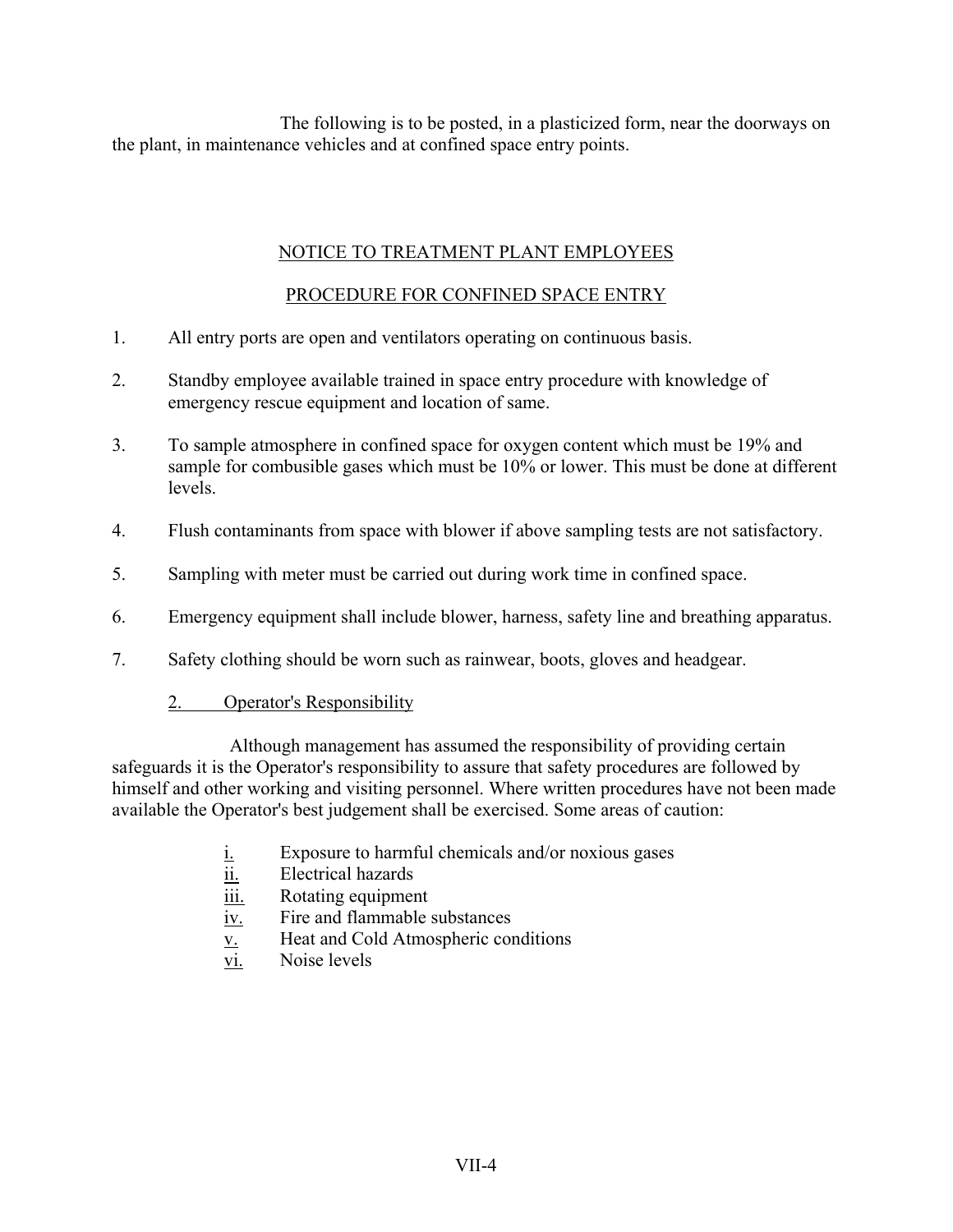The following is to be posted, in a plasticized form, near the doorways on the plant, in maintenance vehicles and at confined space entry points.

## NOTICE TO TREATMENT PLANT EMPLOYEES

## PROCEDURE FOR CONFINED SPACE ENTRY

1. All entry ports are open and ventilators operating on continuous basis.
2. Standby employee available trained in space entry procedure with knowledge of emergency rescue equipment and location of same.
3. To sample atmosphere in confined space for oxygen content which must be 19% and sample for combusible gases which must be 10% or lower. This must be done at different levels.
4. Flush contaminants from space with blower if above sampling tests are not satisfactory.
5. Sampling with meter must be carried out during work time in confined space.
6. Emergency equipment shall include blower, harness, safety line and breathing apparatus.
7. Safety clothing should be worn such as rainwear, boots, gloves and headgear.

### 2. Operator's Responsibility

Although management has assumed the responsibility of providing certain safeguards it is the Operator's responsibility to assure that safety procedures are followed by himself and other working and visiting personnel. Where written procedures have not been made available the Operator's best judgement shall be exercised. Some areas of caution:

- i. Exposure to harmful chemicals and/or noxious gases
- ii. Electrical hazards
- iii. Rotating equipment
- iv. Fire and flammable substances
- v. Heat and Cold Atmospheric conditions
- vi. Noise levels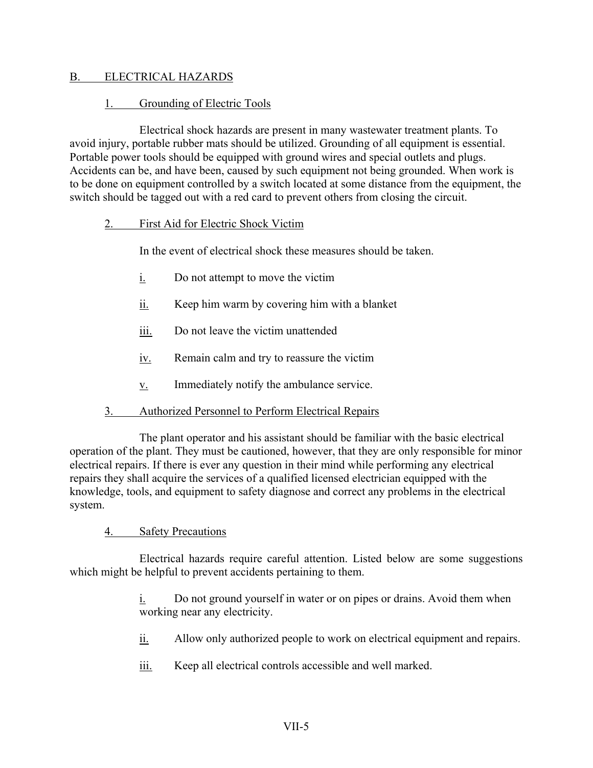## B. ELECTRICAL HAZARDS

### 1. Grounding of Electric Tools

Electrical shock hazards are present in many wastewater treatment plants. To avoid injury, portable rubber mats should be utilized. Grounding of all equipment is essential. Portable power tools should be equipped with ground wires and special outlets and plugs. Accidents can be, and have been, caused by such equipment not being grounded. When work is to be done on equipment controlled by a switch located at some distance from the equipment, the switch should be tagged out with a red card to prevent others from closing the circuit.

### 2. First Aid for Electric Shock Victim

In the event of electrical shock these measures should be taken.

i. Do not attempt to move the victim

ii. Keep him warm by covering him with a blanket

iii. Do not leave the victim unattended

iv. Remain calm and try to reassure the victim

v. Immediately notify the ambulance service.

### 3. Authorized Personnel to Perform Electrical Repairs

The plant operator and his assistant should be familiar with the basic electrical operation of the plant. They must be cautioned, however, that they are only responsible for minor electrical repairs. If there is ever any question in their mind while performing any electrical repairs they shall acquire the services of a qualified licensed electrician equipped with the knowledge, tools, and equipment to safety diagnose and correct any problems in the electrical system.

### 4. Safety Precautions

Electrical hazards require careful attention. Listed below are some suggestions which might be helpful to prevent accidents pertaining to them.

i. Do not ground yourself in water or on pipes or drains. Avoid them when working near any electricity.

ii. Allow only authorized people to work on electrical equipment and repairs.

iii. Keep all electrical controls accessible and well marked.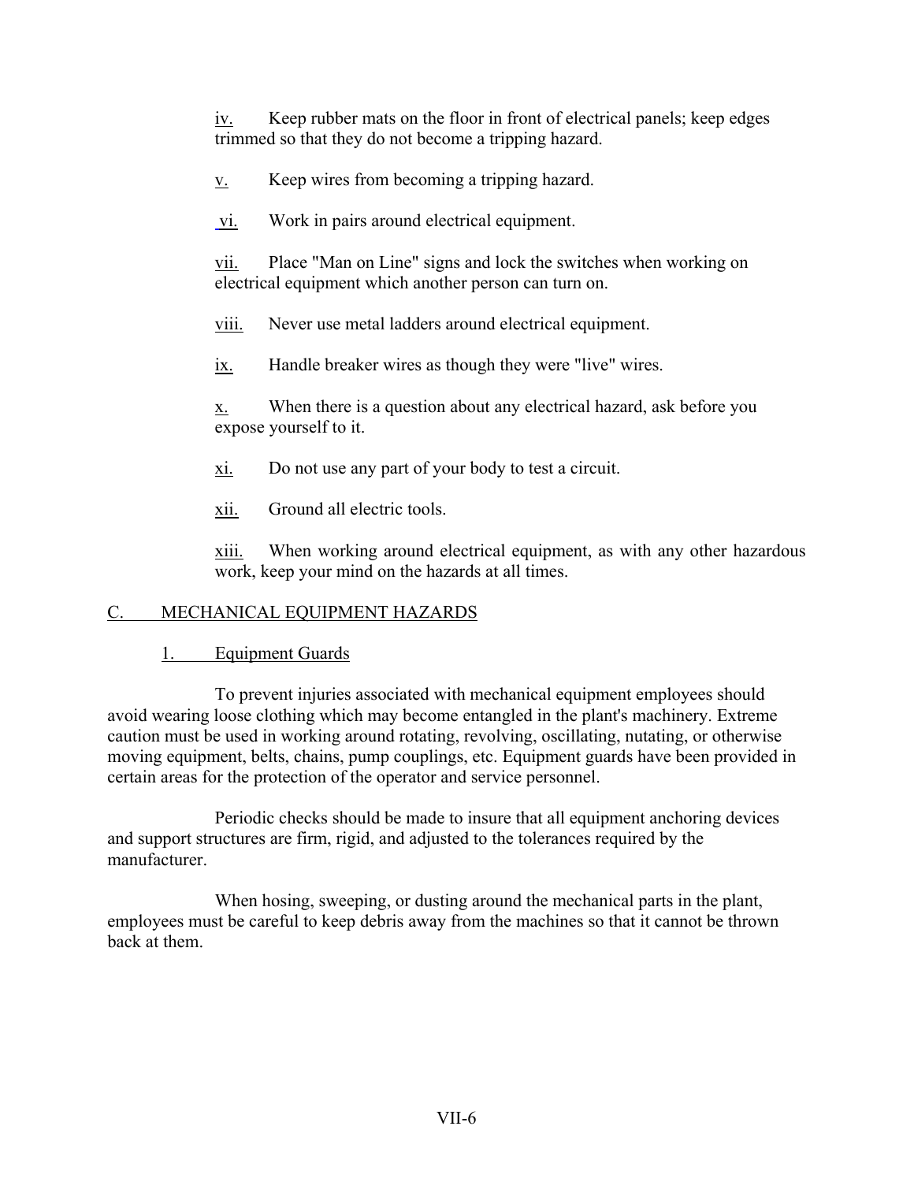iv. Keep rubber mats on the floor in front of electrical panels; keep edges trimmed so that they do not become a tripping hazard.

v. Keep wires from becoming a tripping hazard.

vi. Work in pairs around electrical equipment.

vii. Place "Man on Line" signs and lock the switches when working on electrical equipment which another person can turn on.

viii. Never use metal ladders around electrical equipment.

ix. Handle breaker wires as though they were "live" wires.

x. When there is a question about any electrical hazard, ask before you expose yourself to it.

xi. Do not use any part of your body to test a circuit.

xii. Ground all electric tools.

xiii. When working around electrical equipment, as with any other hazardous work, keep your mind on the hazards at all times.

## C. MECHANICAL EQUIPMENT HAZARDS

### 1. Equipment Guards

To prevent injuries associated with mechanical equipment employees should avoid wearing loose clothing which may become entangled in the plant's machinery. Extreme caution must be used in working around rotating, revolving, oscillating, nutating, or otherwise moving equipment, belts, chains, pump couplings, etc. Equipment guards have been provided in certain areas for the protection of the operator and service personnel.

Periodic checks should be made to insure that all equipment anchoring devices and support structures are firm, rigid, and adjusted to the tolerances required by the manufacturer.

When hosing, sweeping, or dusting around the mechanical parts in the plant, employees must be careful to keep debris away from the machines so that it cannot be thrown back at them.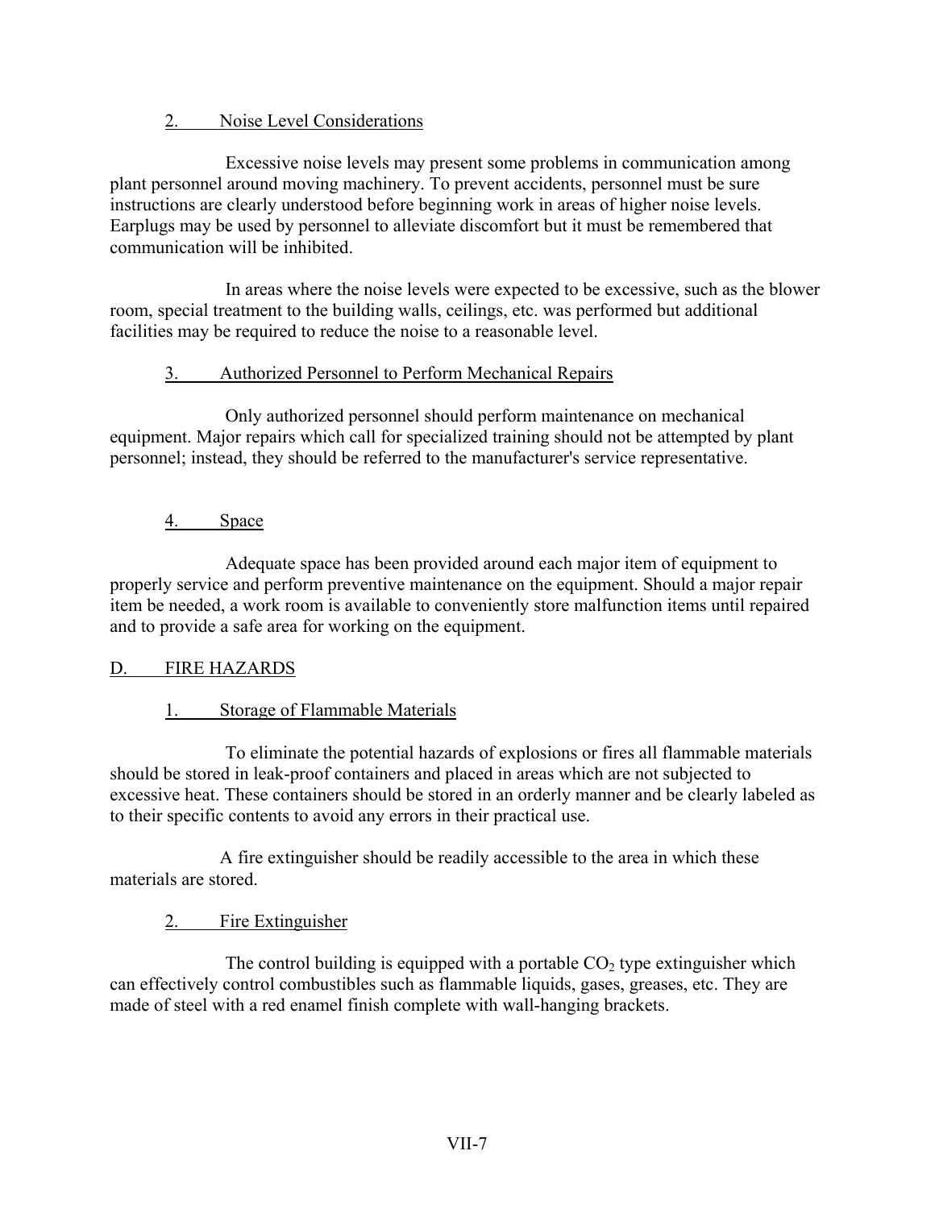### 2. Noise Level Considerations

Excessive noise levels may present some problems in communication among plant personnel around moving machinery. To prevent accidents, personnel must be sure instructions are clearly understood before beginning work in areas of higher noise levels. Earplugs may be used by personnel to alleviate discomfort but it must be remembered that communication will be inhibited.

In areas where the noise levels were expected to be excessive, such as the blower room, special treatment to the building walls, ceilings, etc. was performed but additional facilities may be required to reduce the noise to a reasonable level.

### 3. Authorized Personnel to Perform Mechanical Repairs

Only authorized personnel should perform maintenance on mechanical equipment. Major repairs which call for specialized training should not be attempted by plant personnel; instead, they should be referred to the manufacturer's service representative.

### 4. Space

Adequate space has been provided around each major item of equipment to properly service and perform preventive maintenance on the equipment. Should a major repair item be needed, a work room is available to conveniently store malfunction items until repaired and to provide a safe area for working on the equipment.

## D. FIRE HAZARDS

### 1. Storage of Flammable Materials

To eliminate the potential hazards of explosions or fires all flammable materials should be stored in leak-proof containers and placed in areas which are not subjected to excessive heat. These containers should be stored in an orderly manner and be clearly labeled as to their specific contents to avoid any errors in their practical use.

A fire extinguisher should be readily accessible to the area in which these materials are stored.

### 2. Fire Extinguisher

The control building is equipped with a portable $CO_2$ type extinguisher which can effectively control combustibles such as flammable liquids, gases, greases, etc. They are made of steel with a red enamel finish complete with wall-hanging brackets.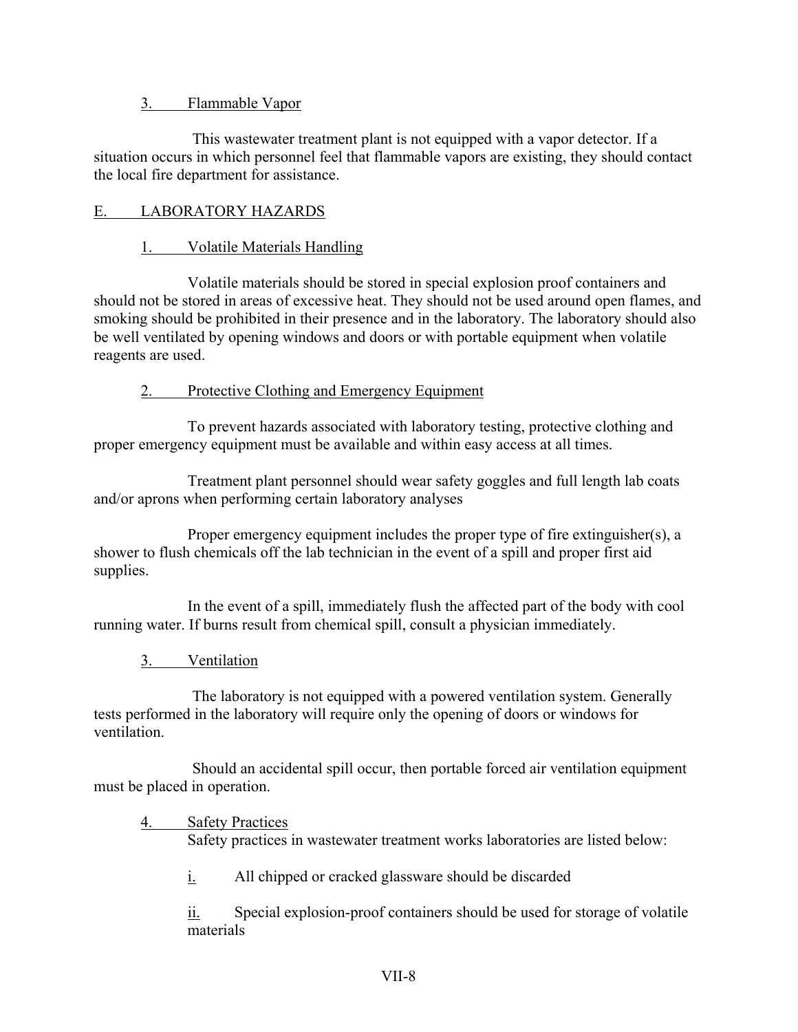3. Flammable Vapor

This wastewater treatment plant is not equipped with a vapor detector. If a situation occurs in which personnel feel that flammable vapors are existing, they should contact the local fire department for assistance.

## E. LABORATORY HAZARDS

1. Volatile Materials Handling

Volatile materials should be stored in special explosion proof containers and should not be stored in areas of excessive heat. They should not be used around open flames, and smoking should be prohibited in their presence and in the laboratory. The laboratory should also be well ventilated by opening windows and doors or with portable equipment when volatile reagents are used.

2. Protective Clothing and Emergency Equipment

To prevent hazards associated with laboratory testing, protective clothing and proper emergency equipment must be available and within easy access at all times.

Treatment plant personnel should wear safety goggles and full length lab coats and/or aprons when performing certain laboratory analyses

Proper emergency equipment includes the proper type of fire extinguisher(s), a shower to flush chemicals off the lab technician in the event of a spill and proper first aid supplies.

In the event of a spill, immediately flush the affected part of the body with cool running water. If burns result from chemical spill, consult a physician immediately.

3. Ventilation

The laboratory is not equipped with a powered ventilation system. Generally tests performed in the laboratory will require only the opening of doors or windows for ventilation.

Should an accidental spill occur, then portable forced air ventilation equipment must be placed in operation.

4. Safety Practices

Safety practices in wastewater treatment works laboratories are listed below:

i. All chipped or cracked glassware should be discarded

ii. Special explosion-proof containers should be used for storage of volatile materials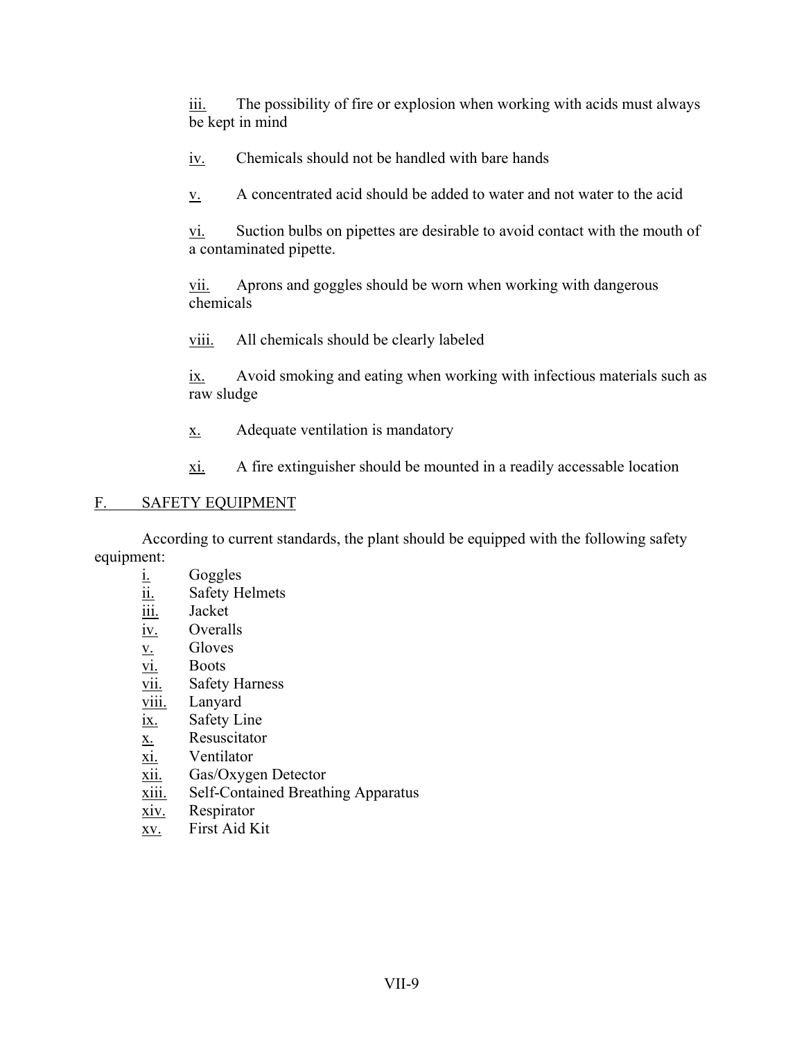iii. The possibility of fire or explosion when working with acids must always be kept in mind

iv. Chemicals should not be handled with bare hands

v. A concentrated acid should be added to water and not water to the acid

vi. Suction bulbs on pipettes are desirable to avoid contact with the mouth of a contaminated pipette.

vii. Aprons and goggles should be worn when working with dangerous chemicals

viii. All chemicals should be clearly labeled

ix. Avoid smoking and eating when working with infectious materials such as raw sludge

x. Adequate ventilation is mandatory

xi. A fire extinguisher should be mounted in a readily accessable location

## F. SAFETY EQUIPMENT

According to current standards, the plant should be equipped with the following safety equipment:

i. Goggles
ii. Safety Helmets
iii. Jacket
iv. Overalls
v. Gloves
vi. Boots
vii. Safety Harness
viii. Lanyard
ix. Safety Line
x. Resuscitator
xi. Ventilator
xii. Gas/Oxygen Detector
xiii. Self-Contained Breathing Apparatus
xiv. Respirator
xv. First Aid Kit